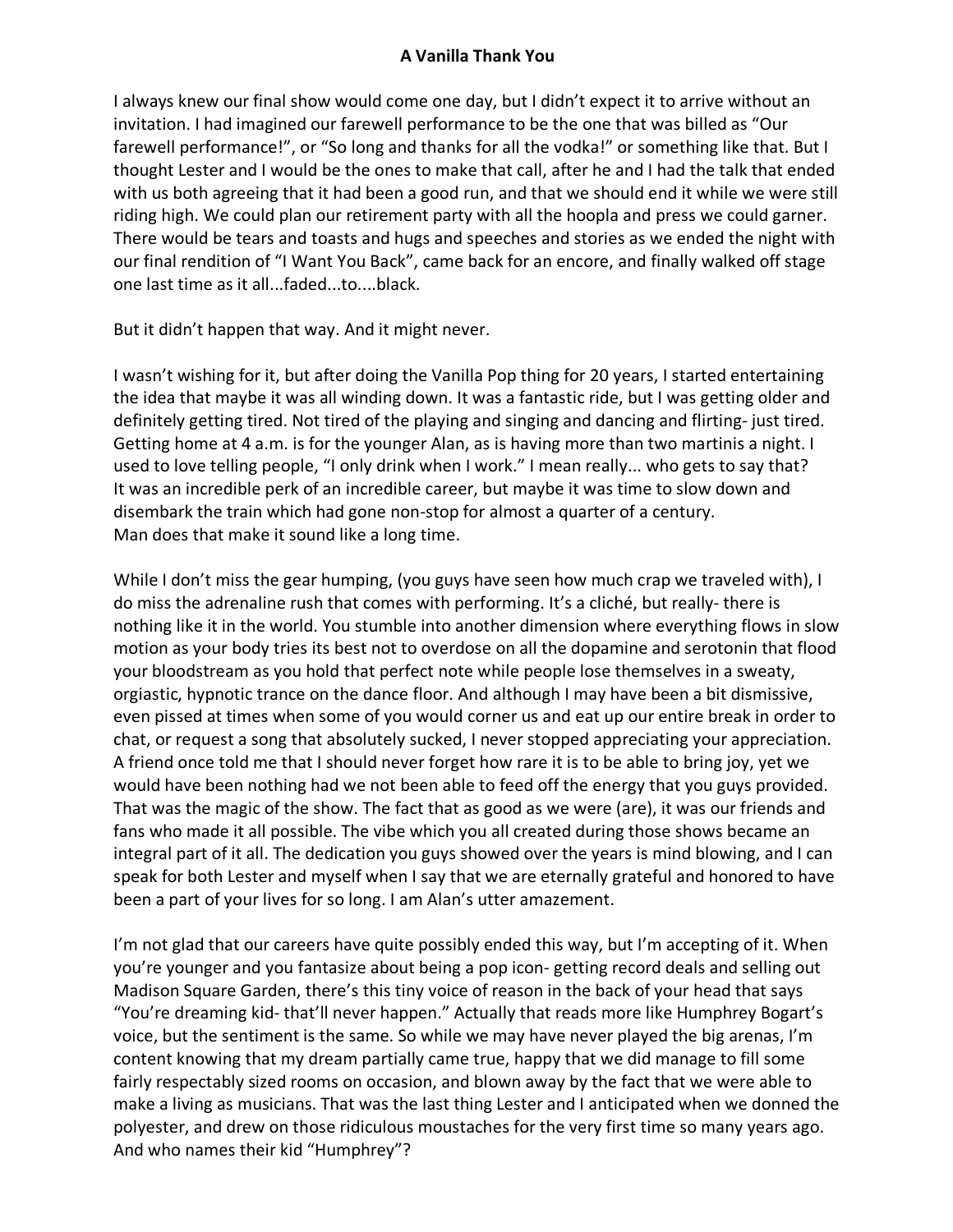# A Vanilla Thank You

I always knew our final show would come one day, but I didn't expect it to arrive without an invitation. I had imagined our farewell performance to be the one that was billed as "Our farewell performance!", or "So long and thanks for all the vodka!" or something like that. But I thought Lester and I would be the ones to make that call, after he and I had the talk that ended with us both agreeing that it had been a good run, and that we should end it while we were still riding high. We could plan our retirement party with all the hoopla and press we could garner. There would be tears and toasts and hugs and speeches and stories as we ended the night with our final rendition of "I Want You Back", came back for an encore, and finally walked off stage one last time as it all...faded...to....black.

But it didn't happen that way. And it might never.

I wasn't wishing for it, but after doing the Vanilla Pop thing for 20 years, I started entertaining the idea that maybe it was all winding down. It was a fantastic ride, but I was getting older and definitely getting tired. Not tired of the playing and singing and dancing and flirting- just tired. Getting home at 4 a.m. is for the younger Alan, as is having more than two martinis a night. I used to love telling people, "I only drink when I work." I mean really... who gets to say that? It was an incredible perk of an incredible career, but maybe it was time to slow down and disembark the train which had gone non-stop for almost a quarter of a century.
Man does that make it sound like a long time.

While I don't miss the gear humping, (you guys have seen how much crap we traveled with), I do miss the adrenaline rush that comes with performing. It's a cliché, but really- there is nothing like it in the world. You stumble into another dimension where everything flows in slow motion as your body tries its best not to overdose on all the dopamine and serotonin that flood your bloodstream as you hold that perfect note while people lose themselves in a sweaty, orgiastic, hypnotic trance on the dance floor. And although I may have been a bit dismissive, even pissed at times when some of you would corner us and eat up our entire break in order to chat, or request a song that absolutely sucked, I never stopped appreciating your appreciation. A friend once told me that I should never forget how rare it is to be able to bring joy, yet we would have been nothing had we not been able to feed off the energy that you guys provided. That was the magic of the show. The fact that as good as we were (are), it was our friends and fans who made it all possible. The vibe which you all created during those shows became an integral part of it all. The dedication you guys showed over the years is mind blowing, and I can speak for both Lester and myself when I say that we are eternally grateful and honored to have been a part of your lives for so long. I am Alan's utter amazement.

I'm not glad that our careers have quite possibly ended this way, but I'm accepting of it. When you're younger and you fantasize about being a pop icon- getting record deals and selling out Madison Square Garden, there's this tiny voice of reason in the back of your head that says "You're dreaming kid- that'll never happen." Actually that reads more like Humphrey Bogart's voice, but the sentiment is the same. So while we may have never played the big arenas, I'm content knowing that my dream partially came true, happy that we did manage to fill some fairly respectably sized rooms on occasion, and blown away by the fact that we were able to make a living as musicians. That was the last thing Lester and I anticipated when we donned the polyester, and drew on those ridiculous moustaches for the very first time so many years ago. And who names their kid "Humphrey"?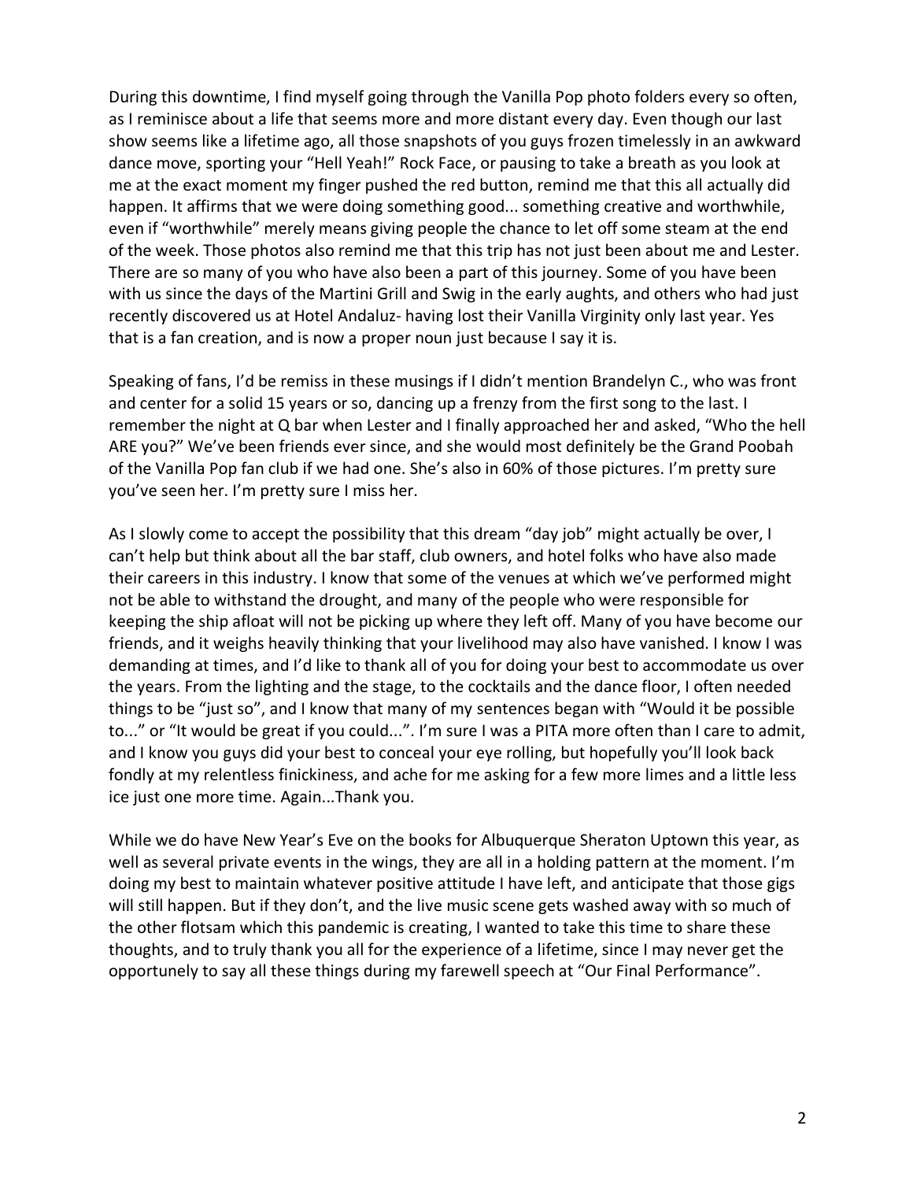During this downtime, I find myself going through the Vanilla Pop photo folders every so often, as I reminisce about a life that seems more and more distant every day. Even though our last show seems like a lifetime ago, all those snapshots of you guys frozen timelessly in an awkward dance move, sporting your "Hell Yeah!" Rock Face, or pausing to take a breath as you look at me at the exact moment my finger pushed the red button, remind me that this all actually did happen. It affirms that we were doing something good... something creative and worthwhile, even if "worthwhile" merely means giving people the chance to let off some steam at the end of the week. Those photos also remind me that this trip has not just been about me and Lester. There are so many of you who have also been a part of this journey. Some of you have been with us since the days of the Martini Grill and Swig in the early aughts, and others who had just recently discovered us at Hotel Andaluz- having lost their Vanilla Virginity only last year. Yes that is a fan creation, and is now a proper noun just because I say it is.

Speaking of fans, I'd be remiss in these musings if I didn't mention Brandelyn C., who was front and center for a solid 15 years or so, dancing up a frenzy from the first song to the last. I remember the night at Q bar when Lester and I finally approached her and asked, "Who the hell ARE you?" We've been friends ever since, and she would most definitely be the Grand Poobah of the Vanilla Pop fan club if we had one. She's also in 60% of those pictures. I'm pretty sure you've seen her. I'm pretty sure I miss her.

As I slowly come to accept the possibility that this dream "day job" might actually be over, I can't help but think about all the bar staff, club owners, and hotel folks who have also made their careers in this industry. I know that some of the venues at which we've performed might not be able to withstand the drought, and many of the people who were responsible for keeping the ship afloat will not be picking up where they left off. Many of you have become our friends, and it weighs heavily thinking that your livelihood may also have vanished. I know I was demanding at times, and I'd like to thank all of you for doing your best to accommodate us over the years. From the lighting and the stage, to the cocktails and the dance floor, I often needed things to be "just so", and I know that many of my sentences began with "Would it be possible to..." or "It would be great if you could...". I'm sure I was a PITA more often than I care to admit, and I know you guys did your best to conceal your eye rolling, but hopefully you'll look back fondly at my relentless finickiness, and ache for me asking for a few more limes and a little less ice just one more time. Again...Thank you.

While we do have New Year's Eve on the books for Albuquerque Sheraton Uptown this year, as well as several private events in the wings, they are all in a holding pattern at the moment. I'm doing my best to maintain whatever positive attitude I have left, and anticipate that those gigs will still happen. But if they don't, and the live music scene gets washed away with so much of the other flotsam which this pandemic is creating, I wanted to take this time to share these thoughts, and to truly thank you all for the experience of a lifetime, since I may never get the opportunely to say all these things during my farewell speech at "Our Final Performance".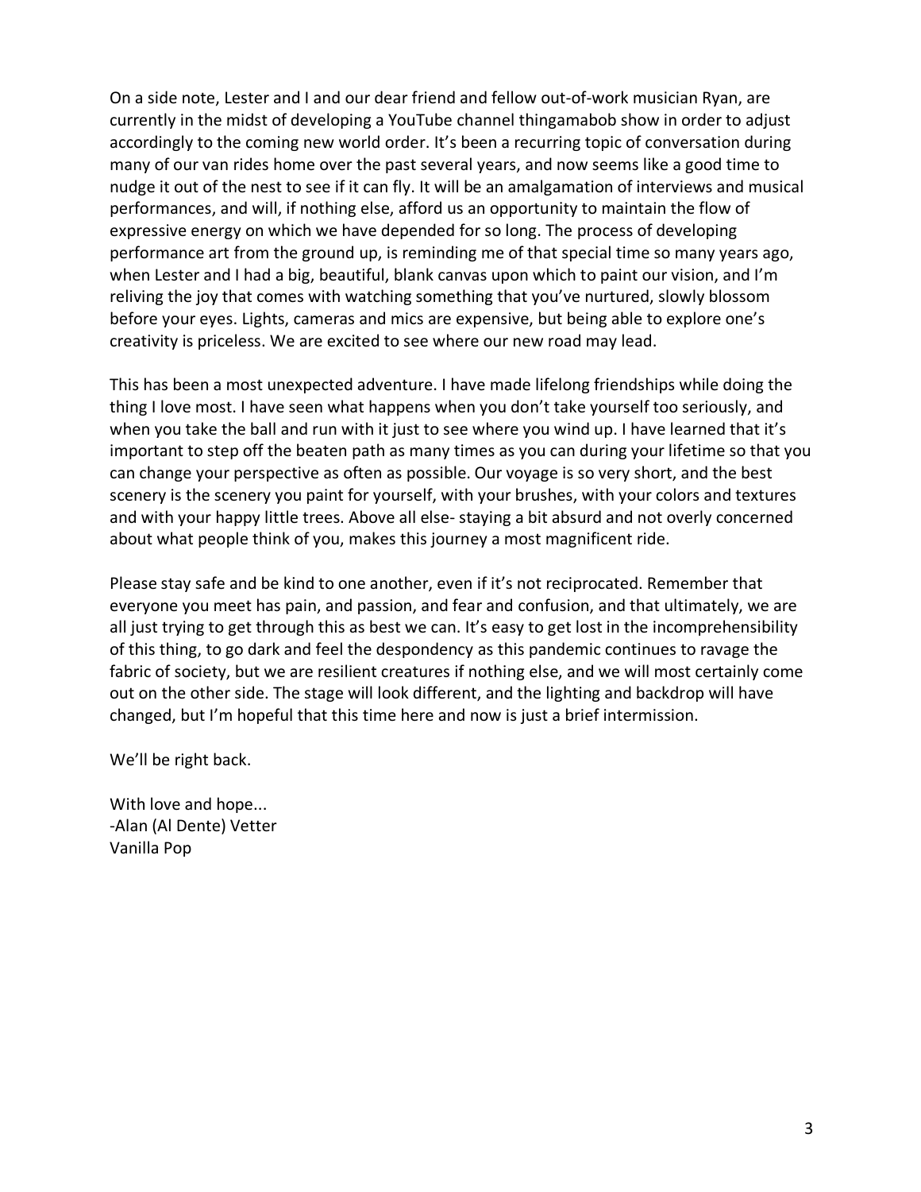On a side note, Lester and I and our dear friend and fellow out-of-work musician Ryan, are currently in the midst of developing a YouTube channel thingamabob show in order to adjust accordingly to the coming new world order. It's been a recurring topic of conversation during many of our van rides home over the past several years, and now seems like a good time to nudge it out of the nest to see if it can fly. It will be an amalgamation of interviews and musical performances, and will, if nothing else, afford us an opportunity to maintain the flow of expressive energy on which we have depended for so long. The process of developing performance art from the ground up, is reminding me of that special time so many years ago, when Lester and I had a big, beautiful, blank canvas upon which to paint our vision, and I'm reliving the joy that comes with watching something that you've nurtured, slowly blossom before your eyes. Lights, cameras and mics are expensive, but being able to explore one's creativity is priceless. We are excited to see where our new road may lead.

This has been a most unexpected adventure. I have made lifelong friendships while doing the thing I love most. I have seen what happens when you don't take yourself too seriously, and when you take the ball and run with it just to see where you wind up. I have learned that it's important to step off the beaten path as many times as you can during your lifetime so that you can change your perspective as often as possible. Our voyage is so very short, and the best scenery is the scenery you paint for yourself, with your brushes, with your colors and textures and with your happy little trees. Above all else- staying a bit absurd and not overly concerned about what people think of you, makes this journey a most magnificent ride.

Please stay safe and be kind to one another, even if it's not reciprocated. Remember that everyone you meet has pain, and passion, and fear and confusion, and that ultimately, we are all just trying to get through this as best we can. It's easy to get lost in the incomprehensibility of this thing, to go dark and feel the despondency as this pandemic continues to ravage the fabric of society, but we are resilient creatures if nothing else, and we will most certainly come out on the other side. The stage will look different, and the lighting and backdrop will have changed, but I'm hopeful that this time here and now is just a brief intermission.

We'll be right back.

With love and hope...
-Alan (Al Dente) Vetter
Vanilla Pop